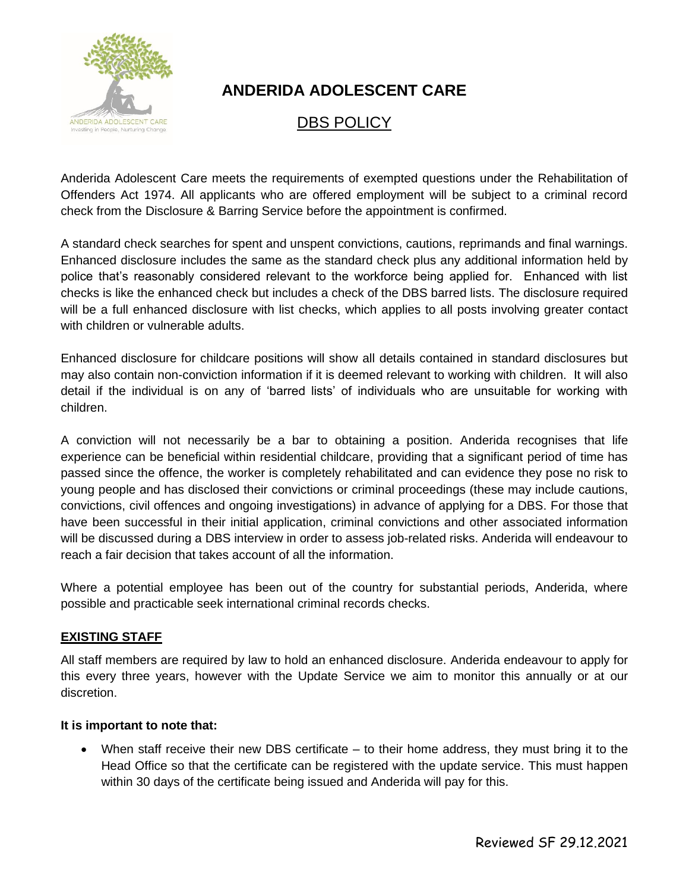# ANDERIDA ADOLESCENT CARE

## DBS POLICY

Anderida Adolescent Care meets the requirements of exempted questions under the Rehabilitation of Offenders Act 1974. All applicants who are offered employment will be subject to a criminal record check from the Disclosure & Barring Service before the appointment is confirmed.

A standard check searches for spent and unspent convictions, cautions, reprimands and final warnings. Enhanced disclosure includes the same as the standard check plus any additional information held by police that's reasonably considered relevant to the workforce being applied for. Enhanced with list checks is like the enhanced check but includes a check of the DBS barred lists. The disclosure required will be a full enhanced disclosure with list checks, which applies to all posts involving greater contact with children or vulnerable adults.

Enhanced disclosure for childcare positions will show all details contained in standard disclosures but may also contain non-conviction information if it is deemed relevant to working with children. It will also detail if the individual is on any of 'barred lists' of individuals who are unsuitable for working with children.

A conviction will not necessarily be a bar to obtaining a position. Anderida recognises that life experience can be beneficial within residential childcare, providing that a significant period of time has passed since the offence, the worker is completely rehabilitated and can evidence they pose no risk to young people and has disclosed their convictions or criminal proceedings (these may include cautions, convictions, civil offences and ongoing investigations) in advance of applying for a DBS. For those that have been successful in their initial application, criminal convictions and other associated information will be discussed during a DBS interview in order to assess job-related risks. Anderida will endeavour to reach a fair decision that takes account of all the information.

Where a potential employee has been out of the country for substantial periods, Anderida, where possible and practicable seek international criminal records checks.

### EXISTING STAFF

All staff members are required by law to hold an enhanced disclosure. Anderida endeavour to apply for this every three years, however with the Update Service we aim to monitor this annually or at our discretion.

**It is important to note that:**

- When staff receive their new DBS certificate – to their home address, they must bring it to the Head Office so that the certificate can be registered with the update service. This must happen within 30 days of the certificate being issued and Anderida will pay for this.

Reviewed SF 29.12.2021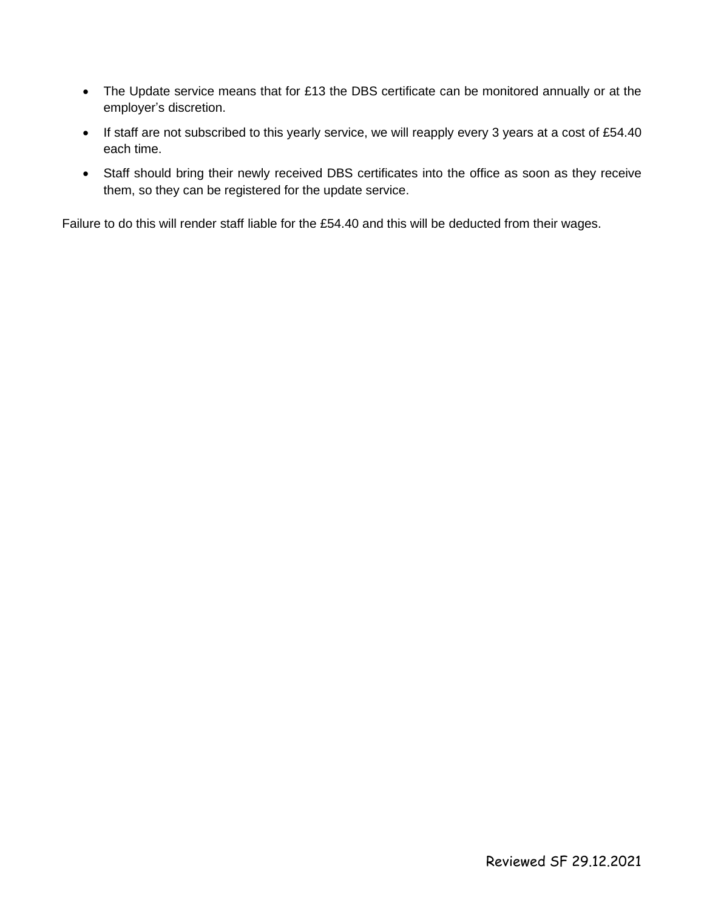- The Update service means that for £13 the DBS certificate can be monitored annually or at the employer's discretion.
- If staff are not subscribed to this yearly service, we will reapply every 3 years at a cost of £54.40 each time.
- Staff should bring their newly received DBS certificates into the office as soon as they receive them, so they can be registered for the update service.

Failure to do this will render staff liable for the £54.40 and this will be deducted from their wages.

Reviewed SF 29.12.2021